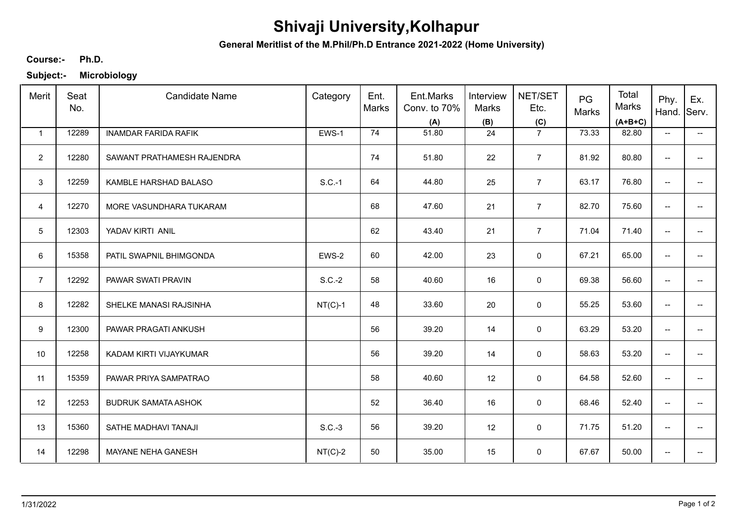# Shivaji University,Kolhapur

**General Meritlist of the M.Phil/Ph.D Entrance 2021-2022 (Home University)**

**Course:-** **Ph.D.**

**Subject:-** **Microbiology**

| Merit | Seat No. | Candidate Name | Category | Ent. Marks | Ent.Marks Conv. to 70% (A) | Interview Marks (B) | NET/SET Etc. (C) | PG Marks | Total Marks (A+B+C) | Phy. Hand. | Ex. Serv. |
|---|---|---|---|---|---|---|---|---|---|---|---|
| 1 | 12289 | INAMDAR FARIDA RAFIK | EWS-1 | 74 | 51.80 | 24 | 7 | 73.33 | 82.80 | -- | -- |
| 2 | 12280 | SAWANT PRATHAMESH RAJENDRA | | 74 | 51.80 | 22 | 7 | 81.92 | 80.80 | -- | -- |
| 3 | 12259 | KAMBLE HARSHAD BALASO | S.C.-1 | 64 | 44.80 | 25 | 7 | 63.17 | 76.80 | -- | -- |
| 4 | 12270 | MORE VASUNDHARA TUKARAM | | 68 | 47.60 | 21 | 7 | 82.70 | 75.60 | -- | -- |
| 5 | 12303 | YADAV KIRTI ANIL | | 62 | 43.40 | 21 | 7 | 71.04 | 71.40 | -- | -- |
| 6 | 15358 | PATIL SWAPNIL BHIMGONDA | EWS-2 | 60 | 42.00 | 23 | 0 | 67.21 | 65.00 | -- | -- |
| 7 | 12292 | PAWAR SWATI PRAVIN | S.C.-2 | 58 | 40.60 | 16 | 0 | 69.38 | 56.60 | -- | -- |
| 8 | 12282 | SHELKE MANASI RAJSINHA | NT(C)-1 | 48 | 33.60 | 20 | 0 | 55.25 | 53.60 | -- | -- |
| 9 | 12300 | PAWAR PRAGATI ANKUSH | | 56 | 39.20 | 14 | 0 | 63.29 | 53.20 | -- | -- |
| 10 | 12258 | KADAM KIRTI VIJAYKUMAR | | 56 | 39.20 | 14 | 0 | 58.63 | 53.20 | -- | -- |
| 11 | 15359 | PAWAR PRIYA SAMPATRAO | | 58 | 40.60 | 12 | 0 | 64.58 | 52.60 | -- | -- |
| 12 | 12253 | BUDRUK SAMATA ASHOK | | 52 | 36.40 | 16 | 0 | 68.46 | 52.40 | -- | -- |
| 13 | 15360 | SATHE MADHAVI TANAJI | S.C.-3 | 56 | 39.20 | 12 | 0 | 71.75 | 51.20 | -- | -- |
| 14 | 12298 | MAYANE NEHA GANESH | NT(C)-2 | 50 | 35.00 | 15 | 0 | 67.67 | 50.00 | -- | -- |

1/31/2022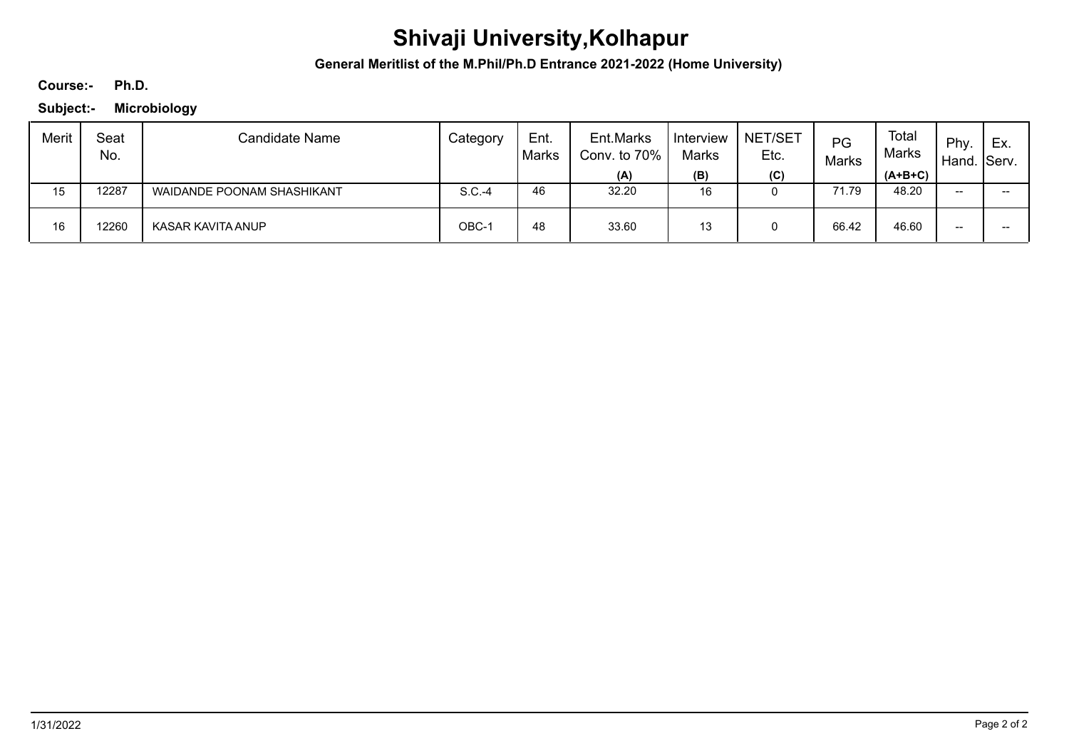# Shivaji University,Kolhapur

**General Meritlist of the M.Phil/Ph.D Entrance 2021-2022 (Home University)**

**Course:-** **Ph.D.**

**Subject:-** **Microbiology**

| Merit | Seat No. | Candidate Name | Category | Ent. Marks | Ent.Marks Conv. to 70% (A) | Interview Marks (B) | NET/SET Etc. (C) | PG Marks | Total Marks (A+B+C) | Phy. Hand. | Ex. Serv. |
|---|---|---|---|---|---|---|---|---|---|---|---|
| 15 | 12287 | WAIDANDE POONAM SHASHIKANT | S.C.-4 | 46 | 32.20 | 16 | 0 | 71.79 | 48.20 | -- | -- |
| 16 | 12260 | KASAR KAVITA ANUP | OBC-1 | 48 | 33.60 | 13 | 0 | 66.42 | 46.60 | -- | -- |

1/31/2022